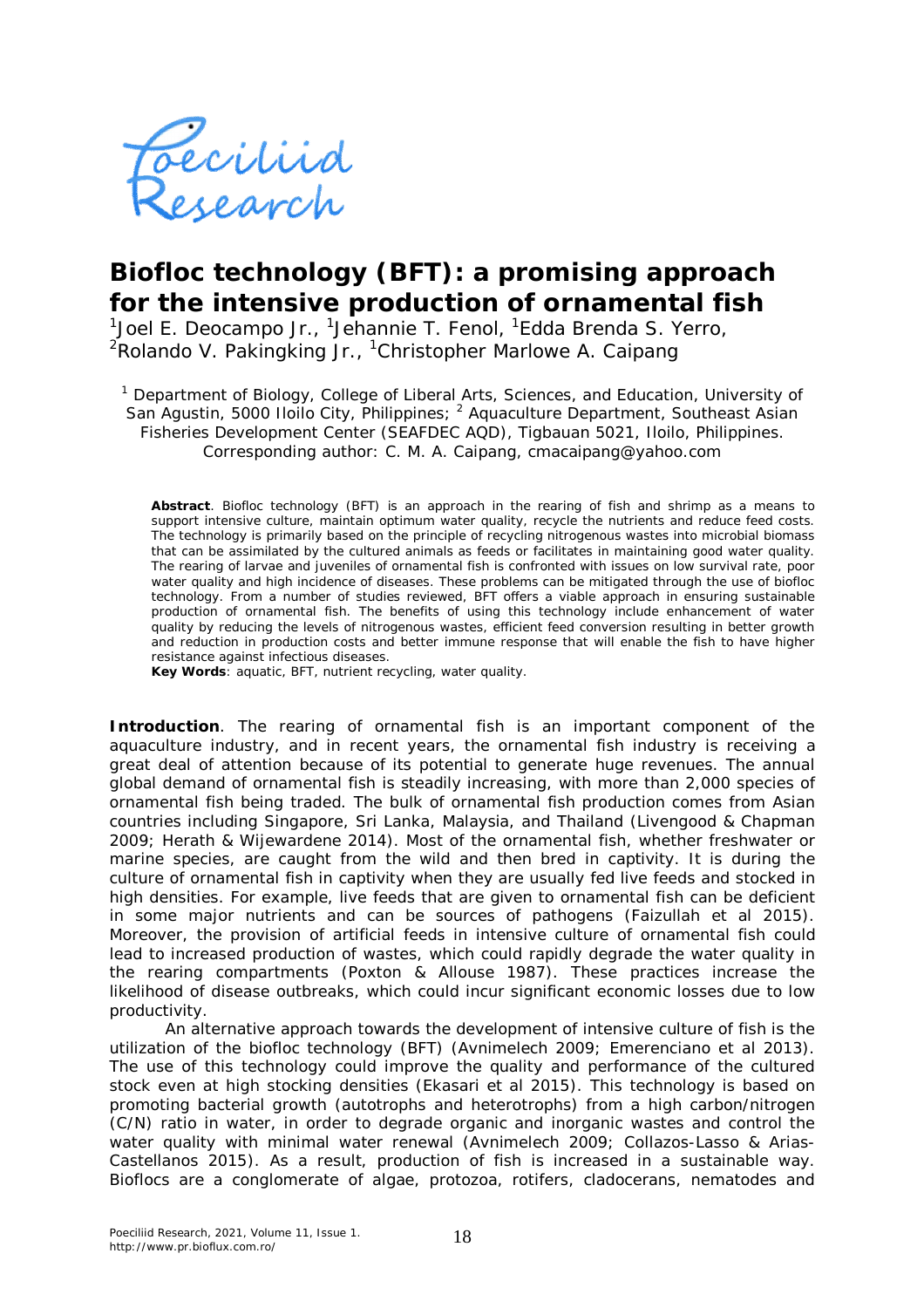# Biofloc technology (BFT): a promising approach for the intensive production of ornamental fish

[1]Joel E. Deocampo Jr., [1]Jehannie T. Fenol, [1]Edda Brenda S. Yerro, [2]Rolando V. Pakingking Jr., [1]Christopher Marlowe A. Caipang

[1] Department of Biology, College of Liberal Arts, Sciences, and Education, University of San Agustin, 5000 Iloilo City, Philippines; [2] Aquaculture Department, Southeast Asian Fisheries Development Center (SEAFDEC AQD), Tigbauan 5021, Iloilo, Philippines. Corresponding author: C. M. A. Caipang, cmacaipang@yahoo.com

**Abstract**. Biofloc technology (BFT) is an approach in the rearing of fish and shrimp as a means to support intensive culture, maintain optimum water quality, recycle the nutrients and reduce feed costs. The technology is primarily based on the principle of recycling nitrogenous wastes into microbial biomass that can be assimilated by the cultured animals as feeds or facilitates in maintaining good water quality. The rearing of larvae and juveniles of ornamental fish is confronted with issues on low survival rate, poor water quality and high incidence of diseases. These problems can be mitigated through the use of biofloc technology. From a number of studies reviewed, BFT offers a viable approach in ensuring sustainable production of ornamental fish. The benefits of using this technology include enhancement of water quality by reducing the levels of nitrogenous wastes, efficient feed conversion resulting in better growth and reduction in production costs and better immune response that will enable the fish to have higher resistance against infectious diseases.

**Key Words**: aquatic, BFT, nutrient recycling, water quality.

**Introduction**. The rearing of ornamental fish is an important component of the aquaculture industry, and in recent years, the ornamental fish industry is receiving a great deal of attention because of its potential to generate huge revenues. The annual global demand of ornamental fish is steadily increasing, with more than 2,000 species of ornamental fish being traded. The bulk of ornamental fish production comes from Asian countries including Singapore, Sri Lanka, Malaysia, and Thailand (Livengood & Chapman 2009; Herath & Wijewardene 2014). Most of the ornamental fish, whether freshwater or marine species, are caught from the wild and then bred in captivity. It is during the culture of ornamental fish in captivity when they are usually fed live feeds and stocked in high densities. For example, live feeds that are given to ornamental fish can be deficient in some major nutrients and can be sources of pathogens (Faizullah et al 2015). Moreover, the provision of artificial feeds in intensive culture of ornamental fish could lead to increased production of wastes, which could rapidly degrade the water quality in the rearing compartments (Poxton & Allouse 1987). These practices increase the likelihood of disease outbreaks, which could incur significant economic losses due to low productivity.

An alternative approach towards the development of intensive culture of fish is the utilization of the biofloc technology (BFT) (Avnimelech 2009; Emerenciano et al 2013). The use of this technology could improve the quality and performance of the cultured stock even at high stocking densities (Ekasari et al 2015). This technology is based on promoting bacterial growth (autotrophs and heterotrophs) from a high carbon/nitrogen (C/N) ratio in water, in order to degrade organic and inorganic wastes and control the water quality with minimal water renewal (Avnimelech 2009; Collazos-Lasso & Arias-Castellanos 2015). As a result, production of fish is increased in a sustainable way. Bioflocs are a conglomerate of algae, protozoa, rotifers, cladocerans, nematodes and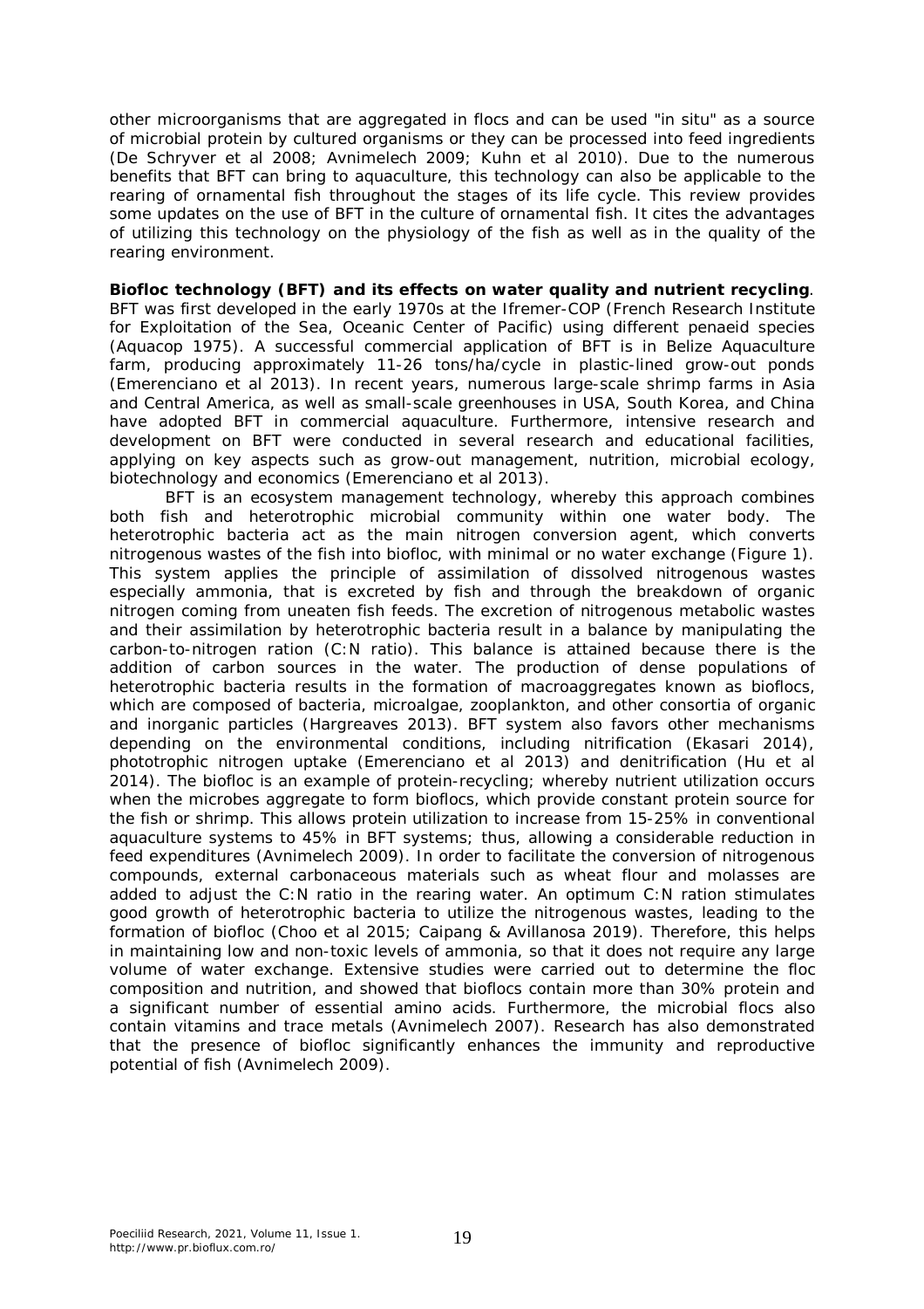other microorganisms that are aggregated in flocs and can be used "in situ" as a source of microbial protein by cultured organisms or they can be processed into feed ingredients (De Schryver et al 2008; Avnimelech 2009; Kuhn et al 2010). Due to the numerous benefits that BFT can bring to aquaculture, this technology can also be applicable to the rearing of ornamental fish throughout the stages of its life cycle. This review provides some updates on the use of BFT in the culture of ornamental fish. It cites the advantages of utilizing this technology on the physiology of the fish as well as in the quality of the rearing environment.

**Biofloc technology (BFT) and its effects on water quality and nutrient recycling**. BFT was first developed in the early 1970s at the Ifremer-COP (French Research Institute for Exploitation of the Sea, Oceanic Center of Pacific) using different penaeid species (Aquacop 1975). A successful commercial application of BFT is in Belize Aquaculture farm, producing approximately 11-26 tons/ha/cycle in plastic-lined grow-out ponds (Emerenciano et al 2013). In recent years, numerous large-scale shrimp farms in Asia and Central America, as well as small-scale greenhouses in USA, South Korea, and China have adopted BFT in commercial aquaculture. Furthermore, intensive research and development on BFT were conducted in several research and educational facilities, applying on key aspects such as grow-out management, nutrition, microbial ecology, biotechnology and economics (Emerenciano et al 2013).

BFT is an ecosystem management technology, whereby this approach combines both fish and heterotrophic microbial community within one water body. The heterotrophic bacteria act as the main nitrogen conversion agent, which converts nitrogenous wastes of the fish into biofloc, with minimal or no water exchange (Figure 1). This system applies the principle of assimilation of dissolved nitrogenous wastes especially ammonia, that is excreted by fish and through the breakdown of organic nitrogen coming from uneaten fish feeds. The excretion of nitrogenous metabolic wastes and their assimilation by heterotrophic bacteria result in a balance by manipulating the carbon-to-nitrogen ration (C:N ratio). This balance is attained because there is the addition of carbon sources in the water. The production of dense populations of heterotrophic bacteria results in the formation of macroaggregates known as bioflocs, which are composed of bacteria, microalgae, zooplankton, and other consortia of organic and inorganic particles (Hargreaves 2013). BFT system also favors other mechanisms depending on the environmental conditions, including nitrification (Ekasari 2014), phototrophic nitrogen uptake (Emerenciano et al 2013) and denitrification (Hu et al 2014). The biofloc is an example of protein-recycling; whereby nutrient utilization occurs when the microbes aggregate to form bioflocs, which provide constant protein source for the fish or shrimp. This allows protein utilization to increase from 15-25% in conventional aquaculture systems to 45% in BFT systems; thus, allowing a considerable reduction in feed expenditures (Avnimelech 2009). In order to facilitate the conversion of nitrogenous compounds, external carbonaceous materials such as wheat flour and molasses are added to adjust the C:N ratio in the rearing water. An optimum C:N ration stimulates good growth of heterotrophic bacteria to utilize the nitrogenous wastes, leading to the formation of biofloc (Choo et al 2015; Caipang & Avillanosa 2019). Therefore, this helps in maintaining low and non-toxic levels of ammonia, so that it does not require any large volume of water exchange. Extensive studies were carried out to determine the floc composition and nutrition, and showed that bioflocs contain more than 30% protein and a significant number of essential amino acids. Furthermore, the microbial flocs also contain vitamins and trace metals (Avnimelech 2007). Research has also demonstrated that the presence of biofloc significantly enhances the immunity and reproductive potential of fish (Avnimelech 2009).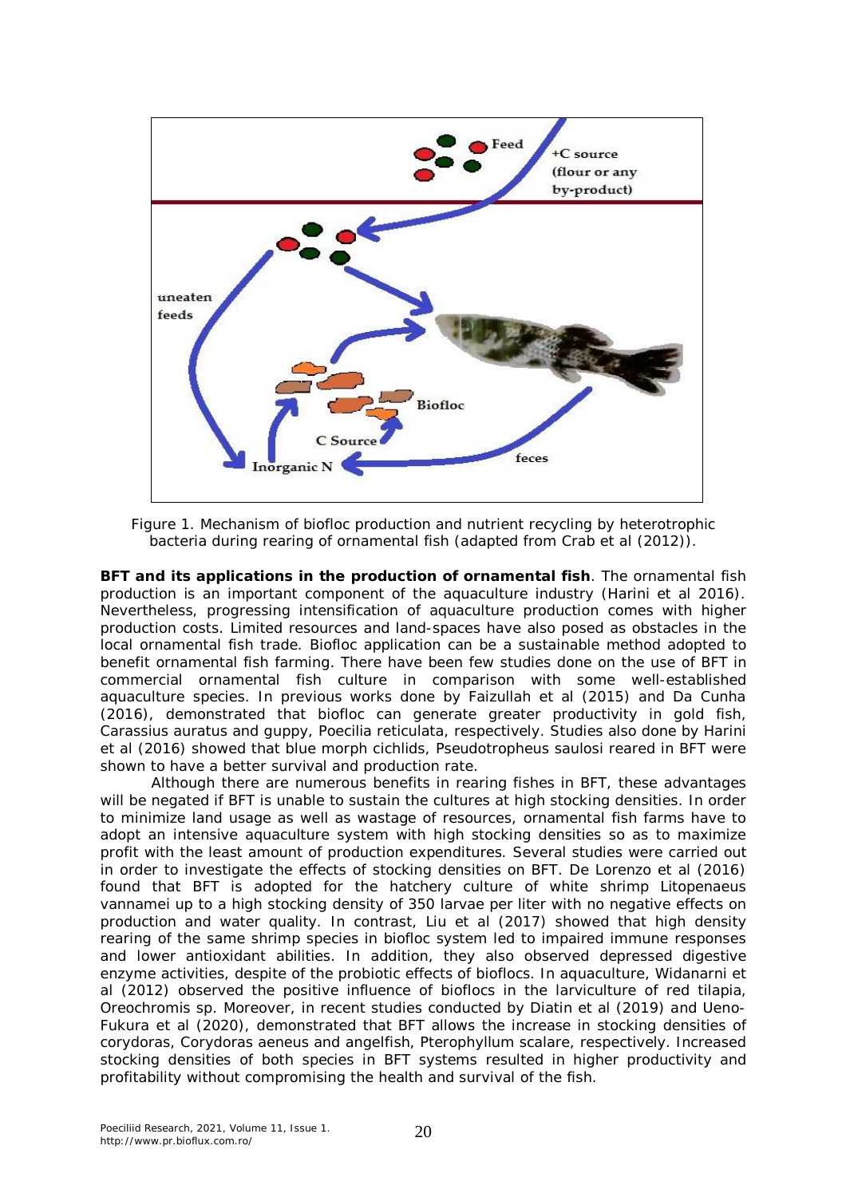Figure 1. Mechanism of biofloc production and nutrient recycling by heterotrophic bacteria during rearing of ornamental fish (adapted from Crab et al (2012)).

**BFT and its applications in the production of ornamental fish**. The ornamental fish production is an important component of the aquaculture industry (Harini et al 2016). Nevertheless, progressing intensification of aquaculture production comes with higher production costs. Limited resources and land-spaces have also posed as obstacles in the local ornamental fish trade. Biofloc application can be a sustainable method adopted to benefit ornamental fish farming. There have been few studies done on the use of BFT in commercial ornamental fish culture in comparison with some well-established aquaculture species. In previous works done by Faizullah et al (2015) and Da Cunha (2016), demonstrated that biofloc can generate greater productivity in gold fish, *Carassius auratus* and guppy, *Poecilia reticulata*, respectively. Studies also done by Harini et al (2016) showed that blue morph cichlids, *Pseudotropheus saulosi* reared in BFT were shown to have a better survival and production rate.

Although there are numerous benefits in rearing fishes in BFT, these advantages will be negated if BFT is unable to sustain the cultures at high stocking densities. In order to minimize land usage as well as wastage of resources, ornamental fish farms have to adopt an intensive aquaculture system with high stocking densities so as to maximize profit with the least amount of production expenditures. Several studies were carried out in order to investigate the effects of stocking densities on BFT. De Lorenzo et al (2016) found that BFT is adopted for the hatchery culture of white shrimp *Litopenaeus vannamei* up to a high stocking density of 350 larvae per liter with no negative effects on production and water quality. In contrast, Liu et al (2017) showed that high density rearing of the same shrimp species in biofloc system led to impaired immune responses and lower antioxidant abilities. In addition, they also observed depressed digestive enzyme activities, despite of the probiotic effects of bioflocs. In aquaculture, Widanarni et al (2012) observed the positive influence of bioflocs in the larviculture of red tilapia, *Oreochromis* sp. Moreover, in recent studies conducted by Diatin et al (2019) and Ueno-Fukura et al (2020), demonstrated that BFT allows the increase in stocking densities of corydoras, *Corydoras aeneus* and angelfish, *Pterophyllum scalare*, respectively. Increased stocking densities of both species in BFT systems resulted in higher productivity and profitability without compromising the health and survival of the fish.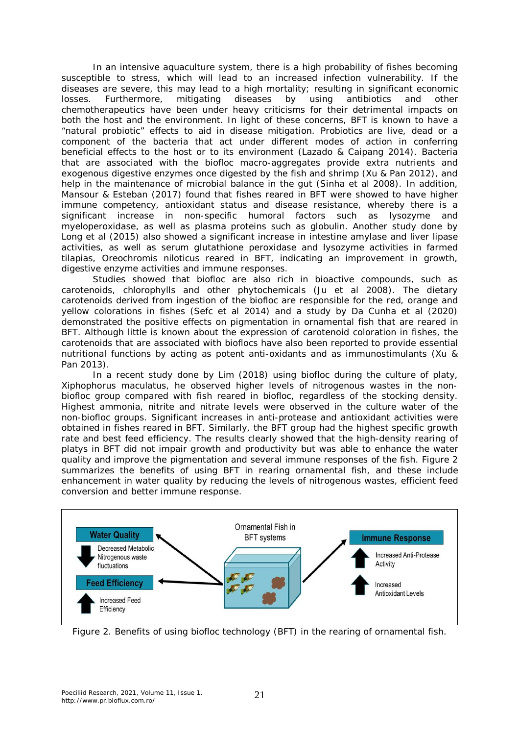In an intensive aquaculture system, there is a high probability of fishes becoming susceptible to stress, which will lead to an increased infection vulnerability. If the diseases are severe, this may lead to a high mortality; resulting in significant economic losses. Furthermore, mitigating diseases by using antibiotics and other chemotherapeutics have been under heavy criticisms for their detrimental impacts on both the host and the environment. In light of these concerns, BFT is known to have a "natural probiotic" effects to aid in disease mitigation. Probiotics are live, dead or a component of the bacteria that act under different modes of action in conferring beneficial effects to the host or to its environment (Lazado & Caipang 2014). Bacteria that are associated with the biofloc macro-aggregates provide extra nutrients and exogenous digestive enzymes once digested by the fish and shrimp (Xu & Pan 2012), and help in the maintenance of microbial balance in the gut (Sinha et al 2008). In addition, Mansour & Esteban (2017) found that fishes reared in BFT were showed to have higher immune competency, antioxidant status and disease resistance, whereby there is a significant increase in non-specific humoral factors such as lysozyme and myeloperoxidase, as well as plasma proteins such as globulin. Another study done by Long et al (2015) also showed a significant increase in intestine amylase and liver lipase activities, as well as serum glutathione peroxidase and lysozyme activities in farmed tilapias, *Oreochromis niloticus* reared in BFT, indicating an improvement in growth, digestive enzyme activities and immune responses.

Studies showed that biofloc are also rich in bioactive compounds, such as carotenoids, chlorophylls and other phytochemicals (Ju et al 2008). The dietary carotenoids derived from ingestion of the biofloc are responsible for the red, orange and yellow colorations in fishes (Sefc et al 2014) and a study by Da Cunha et al (2020) demonstrated the positive effects on pigmentation in ornamental fish that are reared in BFT. Although little is known about the expression of carotenoid coloration in fishes, the carotenoids that are associated with bioflocs have also been reported to provide essential nutritional functions by acting as potent anti-oxidants and as immunostimulants (Xu & Pan 2013).

In a recent study done by Lim (2018) using biofloc during the culture of platy, *Xiphophorus maculatus*, he observed higher levels of nitrogenous wastes in the non-biofloc group compared with fish reared in biofloc, regardless of the stocking density. Highest ammonia, nitrite and nitrate levels were observed in the culture water of the non-biofloc groups. Significant increases in anti-protease and antioxidant activities were obtained in fishes reared in BFT. Similarly, the BFT group had the highest specific growth rate and best feed efficiency. The results clearly showed that the high-density rearing of platys in BFT did not impair growth and productivity but was able to enhance the water quality and improve the pigmentation and several immune responses of the fish. Figure 2 summarizes the benefits of using BFT in rearing ornamental fish, and these include enhancement in water quality by reducing the levels of nitrogenous wastes, efficient feed conversion and better immune response.

Figure 2. Benefits of using biofloc technology (BFT) in the rearing of ornamental fish.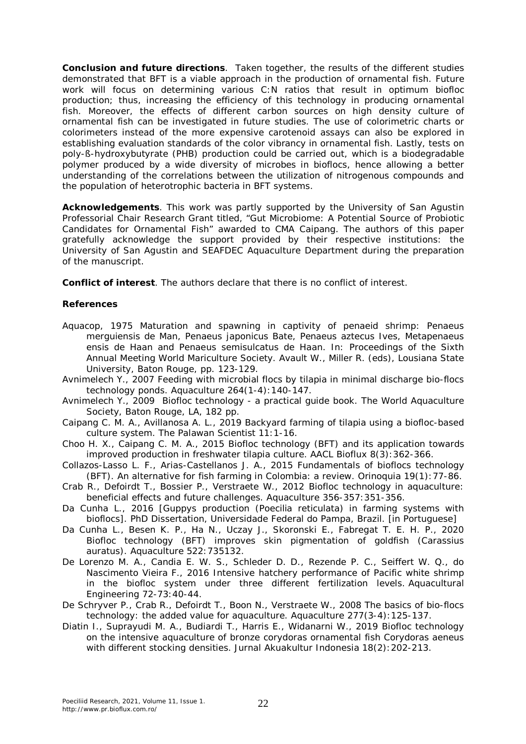**Conclusion and future directions**. Taken together, the results of the different studies demonstrated that BFT is a viable approach in the production of ornamental fish. Future work will focus on determining various C:N ratios that result in optimum biofloc production; thus, increasing the efficiency of this technology in producing ornamental fish. Moreover, the effects of different carbon sources on high density culture of ornamental fish can be investigated in future studies. The use of colorimetric charts or colorimeters instead of the more expensive carotenoid assays can also be explored in establishing evaluation standards of the color vibrancy in ornamental fish. Lastly, tests on poly-ß-hydroxybutyrate (PHB) production could be carried out, which is a biodegradable polymer produced by a wide diversity of microbes in bioflocs, hence allowing a better understanding of the correlations between the utilization of nitrogenous compounds and the population of heterotrophic bacteria in BFT systems.

**Acknowledgements**. This work was partly supported by the University of San Agustin Professorial Chair Research Grant titled, "Gut Microbiome: A Potential Source of Probiotic Candidates for Ornamental Fish" awarded to CMA Caipang. The authors of this paper gratefully acknowledge the support provided by their respective institutions: the University of San Agustin and SEAFDEC Aquaculture Department during the preparation of the manuscript.

**Conflict of interest**. The authors declare that there is no conflict of interest.

**References**

Aquacop, 1975 Maturation and spawning in captivity of penaeid shrimp: Penaeus merguiensis de Man, Penaeus japonicus Bate, Penaeus aztecus Ives, Metapenaeus ensis de Haan and Penaeus semisulcatus de Haan. In: Proceedings of the Sixth Annual Meeting World Mariculture Society. Avault W., Miller R. (eds), Lousiana State University, Baton Rouge, pp. 123-129.

Avnimelech Y., 2007 Feeding with microbial flocs by tilapia in minimal discharge bio-flocs technology ponds. Aquaculture 264(1-4):140-147.

Avnimelech Y., 2009 Biofloc technology - a practical guide book. The World Aquaculture Society, Baton Rouge, LA, 182 pp.

Caipang C. M. A., Avillanosa A. L., 2019 Backyard farming of tilapia using a biofloc-based culture system. The Palawan Scientist 11:1-16.

Choo H. X., Caipang C. M. A., 2015 Biofloc technology (BFT) and its application towards improved production in freshwater tilapia culture. AACL Bioflux 8(3):362-366.

Collazos-Lasso L. F., Arias-Castellanos J. A., 2015 Fundamentals of bioflocs technology (BFT). An alternative for fish farming in Colombia: a review. Orinoquia 19(1):77-86.

Crab R., Defoirdt T., Bossier P., Verstraete W., 2012 Biofloc technology in aquaculture: beneficial effects and future challenges. Aquaculture 356-357:351-356.

Da Cunha L., 2016 [Guppys production (Poecilia reticulata) in farming systems with bioflocs]. PhD Dissertation, Universidade Federal do Pampa, Brazil. [in Portuguese]

Da Cunha L., Besen K. P., Ha N., Uczay J., Skoronski E., Fabregat T. E. H. P., 2020 Biofloc technology (BFT) improves skin pigmentation of goldfish (Carassius auratus). Aquaculture 522:735132.

De Lorenzo M. A., Candia E. W. S., Schleder D. D., Rezende P. C., Seiffert W. Q., do Nascimento Vieira F., 2016 Intensive hatchery performance of Pacific white shrimp in the biofloc system under three different fertilization levels. Aquacultural Engineering 72-73:40-44.

De Schryver P., Crab R., Defoirdt T., Boon N., Verstraete W., 2008 The basics of bio-flocs technology: the added value for aquaculture. Aquaculture 277(3-4):125-137.

Diatin I., Suprayudi M. A., Budiardi T., Harris E., Widanarni W., 2019 Biofloc technology on the intensive aquaculture of bronze corydoras ornamental fish Corydoras aeneus with different stocking densities. Jurnal Akuakultur Indonesia 18(2):202-213.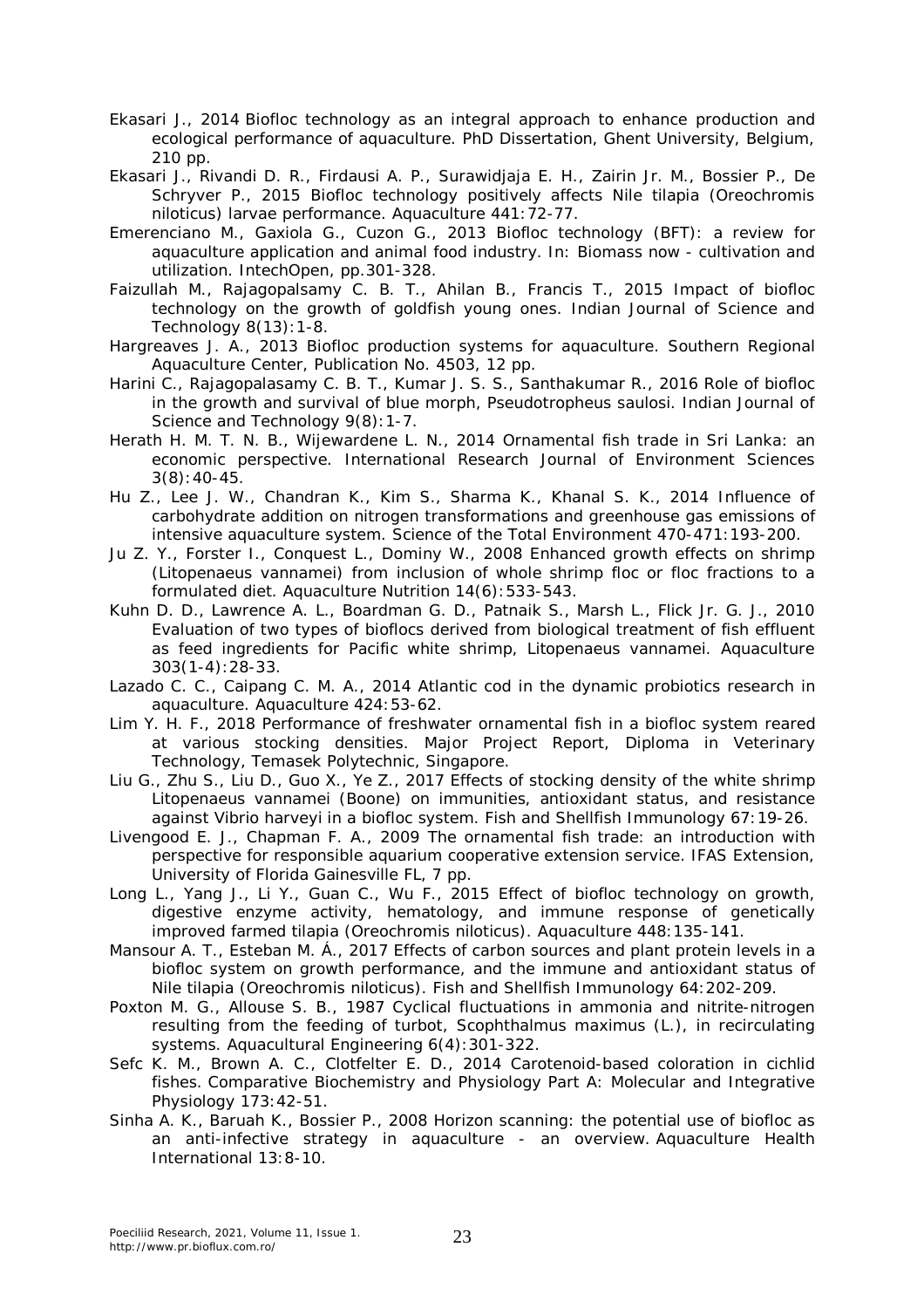Ekasari J., 2014 Biofloc technology as an integral approach to enhance production and ecological performance of aquaculture. PhD Dissertation, Ghent University, Belgium, 210 pp.

Ekasari J., Rivandi D. R., Firdausi A. P., Surawidjaja E. H., Zairin Jr. M., Bossier P., De Schryver P., 2015 Biofloc technology positively affects Nile tilapia (*Oreochromis niloticus*) larvae performance. Aquaculture 441:72-77.

Emerenciano M., Gaxiola G., Cuzon G., 2013 Biofloc technology (BFT): a review for aquaculture application and animal food industry. In: Biomass now - cultivation and utilization. IntechOpen, pp.301-328.

Faizullah M., Rajagopalsamy C. B. T., Ahilan B., Francis T., 2015 Impact of biofloc technology on the growth of goldfish young ones. Indian Journal of Science and Technology 8(13):1-8.

Hargreaves J. A., 2013 Biofloc production systems for aquaculture. Southern Regional Aquaculture Center, Publication No. 4503, 12 pp.

Harini C., Rajagopalasamy C. B. T., Kumar J. S. S., Santhakumar R., 2016 Role of biofloc in the growth and survival of blue morph, *Pseudotropheus saulosi*. Indian Journal of Science and Technology 9(8):1-7.

Herath H. M. T. N. B., Wijewardene L. N., 2014 Ornamental fish trade in Sri Lanka: an economic perspective. International Research Journal of Environment Sciences 3(8):40-45.

Hu Z., Lee J. W., Chandran K., Kim S., Sharma K., Khanal S. K., 2014 Influence of carbohydrate addition on nitrogen transformations and greenhouse gas emissions of intensive aquaculture system. Science of the Total Environment 470-471:193-200.

Ju Z. Y., Forster I., Conquest L., Dominy W., 2008 Enhanced growth effects on shrimp (*Litopenaeus vannamei*) from inclusion of whole shrimp floc or floc fractions to a formulated diet. Aquaculture Nutrition 14(6):533-543.

Kuhn D. D., Lawrence A. L., Boardman G. D., Patnaik S., Marsh L., Flick Jr. G. J., 2010 Evaluation of two types of bioflocs derived from biological treatment of fish effluent as feed ingredients for Pacific white shrimp, *Litopenaeus vannamei*. Aquaculture 303(1-4):28-33.

Lazado C. C., Caipang C. M. A., 2014 Atlantic cod in the dynamic probiotics research in aquaculture. Aquaculture 424:53-62.

Lim Y. H. F., 2018 Performance of freshwater ornamental fish in a biofloc system reared at various stocking densities. Major Project Report, Diploma in Veterinary Technology, Temasek Polytechnic, Singapore.

Liu G., Zhu S., Liu D., Guo X., Ye Z., 2017 Effects of stocking density of the white shrimp *Litopenaeus vannamei* (Boone) on immunities, antioxidant status, and resistance against *Vibrio harveyi* in a biofloc system. Fish and Shellfish Immunology 67:19-26.

Livengood E. J., Chapman F. A., 2009 The ornamental fish trade: an introduction with perspective for responsible aquarium cooperative extension service. IFAS Extension, University of Florida Gainesville FL, 7 pp.

Long L., Yang J., Li Y., Guan C., Wu F., 2015 Effect of biofloc technology on growth, digestive enzyme activity, hematology, and immune response of genetically improved farmed tilapia (*Oreochromis niloticus*). Aquaculture 448:135-141.

Mansour A. T., Esteban M. Á., 2017 Effects of carbon sources and plant protein levels in a biofloc system on growth performance, and the immune and antioxidant status of Nile tilapia (*Oreochromis niloticus*). Fish and Shellfish Immunology 64:202-209.

Poxton M. G., Allouse S. B., 1987 Cyclical fluctuations in ammonia and nitrite-nitrogen resulting from the feeding of turbot, *Scophthalmus maximus* (L.), in recirculating systems. Aquacultural Engineering 6(4):301-322.

Sefc K. M., Brown A. C., Clotfelter E. D., 2014 Carotenoid-based coloration in cichlid fishes. Comparative Biochemistry and Physiology Part A: Molecular and Integrative Physiology 173:42-51.

Sinha A. K., Baruah K., Bossier P., 2008 Horizon scanning: the potential use of biofloc as an anti-infective strategy in aquaculture - an overview. Aquaculture Health International 13:8-10.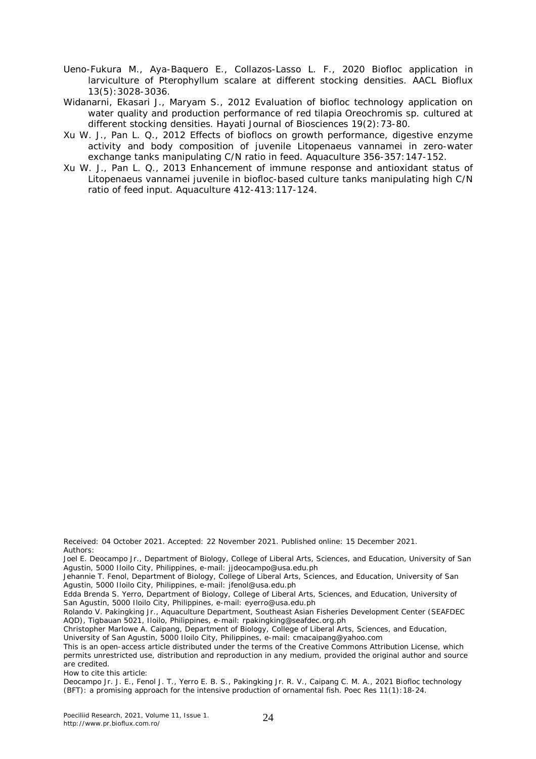Ueno-Fukura M., Aya-Baquero E., Collazos-Lasso L. F., 2020 Biofloc application in larviculture of Pterophyllum scalare at different stocking densities. AACL Bioflux 13(5):3028-3036.

Widanarni, Ekasari J., Maryam S., 2012 Evaluation of biofloc technology application on water quality and production performance of red tilapia Oreochromis sp. cultured at different stocking densities. Hayati Journal of Biosciences 19(2):73-80.

Xu W. J., Pan L. Q., 2012 Effects of bioflocs on growth performance, digestive enzyme activity and body composition of juvenile Litopenaeus vannamei in zero-water exchange tanks manipulating C/N ratio in feed. Aquaculture 356-357:147-152.

Xu W. J., Pan L. Q., 2013 Enhancement of immune response and antioxidant status of Litopenaeus vannamei juvenile in biofloc-based culture tanks manipulating high C/N ratio of feed input. Aquaculture 412-413:117-124.

Received: 04 October 2021. Accepted: 22 November 2021. Published online: 15 December 2021.
Authors:
Joel E. Deocampo Jr., Department of Biology, College of Liberal Arts, Sciences, and Education, University of San Agustin, 5000 Iloilo City, Philippines, e-mail: jjdeocampo@usa.edu.ph
Jehannie T. Fenol, Department of Biology, College of Liberal Arts, Sciences, and Education, University of San Agustin, 5000 Iloilo City, Philippines, e-mail: jfenol@usa.edu.ph
Edda Brenda S. Yerro, Department of Biology, College of Liberal Arts, Sciences, and Education, University of San Agustin, 5000 Iloilo City, Philippines, e-mail: eyerro@usa.edu.ph
Rolando V. Pakingking Jr., Aquaculture Department, Southeast Asian Fisheries Development Center (SEAFDEC AQD), Tigbauan 5021, Iloilo, Philippines, e-mail: rpakingking@seafdec.org.ph
Christopher Marlowe A. Caipang, Department of Biology, College of Liberal Arts, Sciences, and Education, University of San Agustin, 5000 Iloilo City, Philippines, e-mail: cmacaipang@yahoo.com
This is an open-access article distributed under the terms of the Creative Commons Attribution License, which permits unrestricted use, distribution and reproduction in any medium, provided the original author and source are credited.
How to cite this article:
Deocampo Jr. J. E., Fenol J. T., Yerro E. B. S., Pakingking Jr. R. V., Caipang C. M. A., 2021 Biofloc technology (BFT): a promising approach for the intensive production of ornamental fish. Poec Res 11(1):18-24.